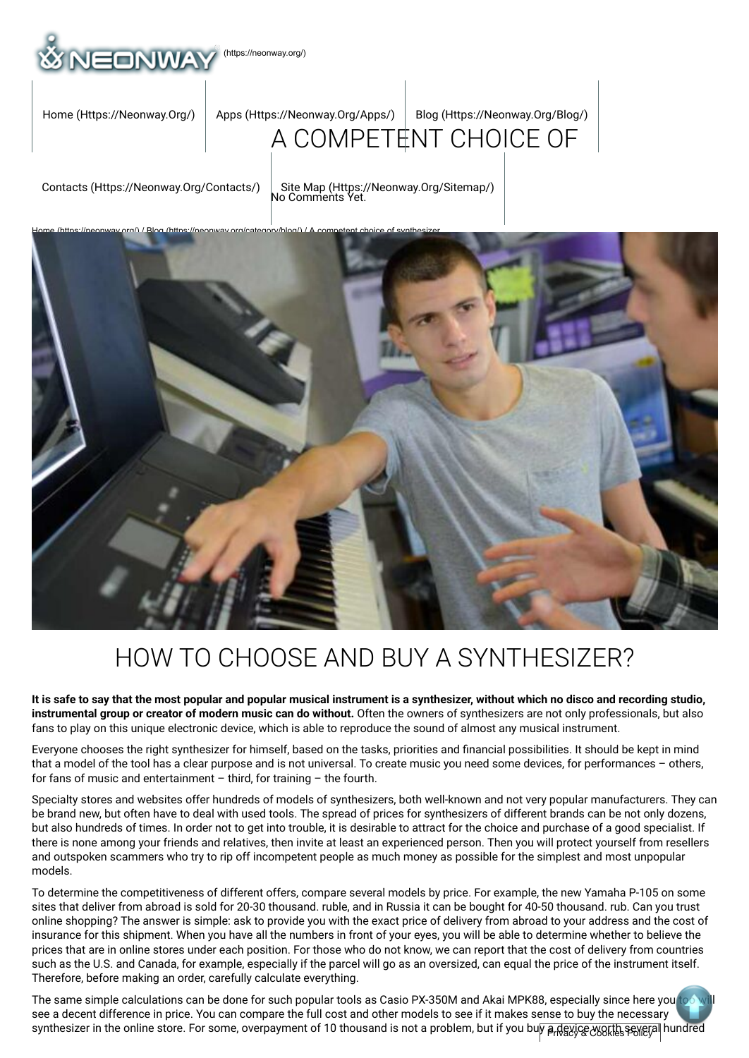# A COMPETENT CHOICE OF

No Comments Yet.

Home (https://neonway.org/) / Blog (https://neonway.org/category/blog/) / A competent choice of synthesizer

## HOW TO CHOOSE AND BUY A SYNTHESIZER?

**It is safe to say that the most popular and popular musical instrument is a synthesizer, without which no disco and recording studio, instrumental group or creator of modern music can do without.** Often the owners of synthesizers are not only professionals, but also fans to play on this unique electronic device, which is able to reproduce the sound of almost any musical instrument.

Everyone chooses the right synthesizer for himself, based on the tasks, priorities and financial possibilities. It should be kept in mind that a model of the tool has a clear purpose and is not universal. To create music you need some devices, for performances – others, for fans of music and entertainment – third, for training – the fourth.

Specialty stores and websites offer hundreds of models of synthesizers, both well-known and not very popular manufacturers. They can be brand new, but often have to deal with used tools. The spread of prices for synthesizers of different brands can be not only dozens, but also hundreds of times. In order not to get into trouble, it is desirable to attract for the choice and purchase of a good specialist. If there is none among your friends and relatives, then invite at least an experienced person. Then you will protect yourself from resellers and outspoken scammers who try to rip off incompetent people as much money as possible for the simplest and most unpopular models.

To determine the competitiveness of different offers, compare several models by price. For example, the new Yamaha P-105 on some sites that deliver from abroad is sold for 20-30 thousand. ruble, and in Russia it can be bought for 40-50 thousand. rub. Can you trust online shopping? The answer is simple: ask to provide you with the exact price of delivery from abroad to your address and the cost of insurance for this shipment. When you have all the numbers in front of your eyes, you will be able to determine whether to believe the prices that are in online stores under each position. For those who do not know, we can report that the cost of delivery from countries such as the U.S. and Canada, for example, especially if the parcel will go as an oversized, can equal the price of the instrument itself. Therefore, before making an order, carefully calculate everything.

The same simple calculations can be done for such popular tools as Casio PX-350M and Akai MPK88, especially since here you too will see a decent difference in price. You can compare the full cost and other models to see if it makes sense to buy the necessary synthesizer in the online store. For some, overpayment of 10 thousand is not a problem, but if you buy a device worth several hundred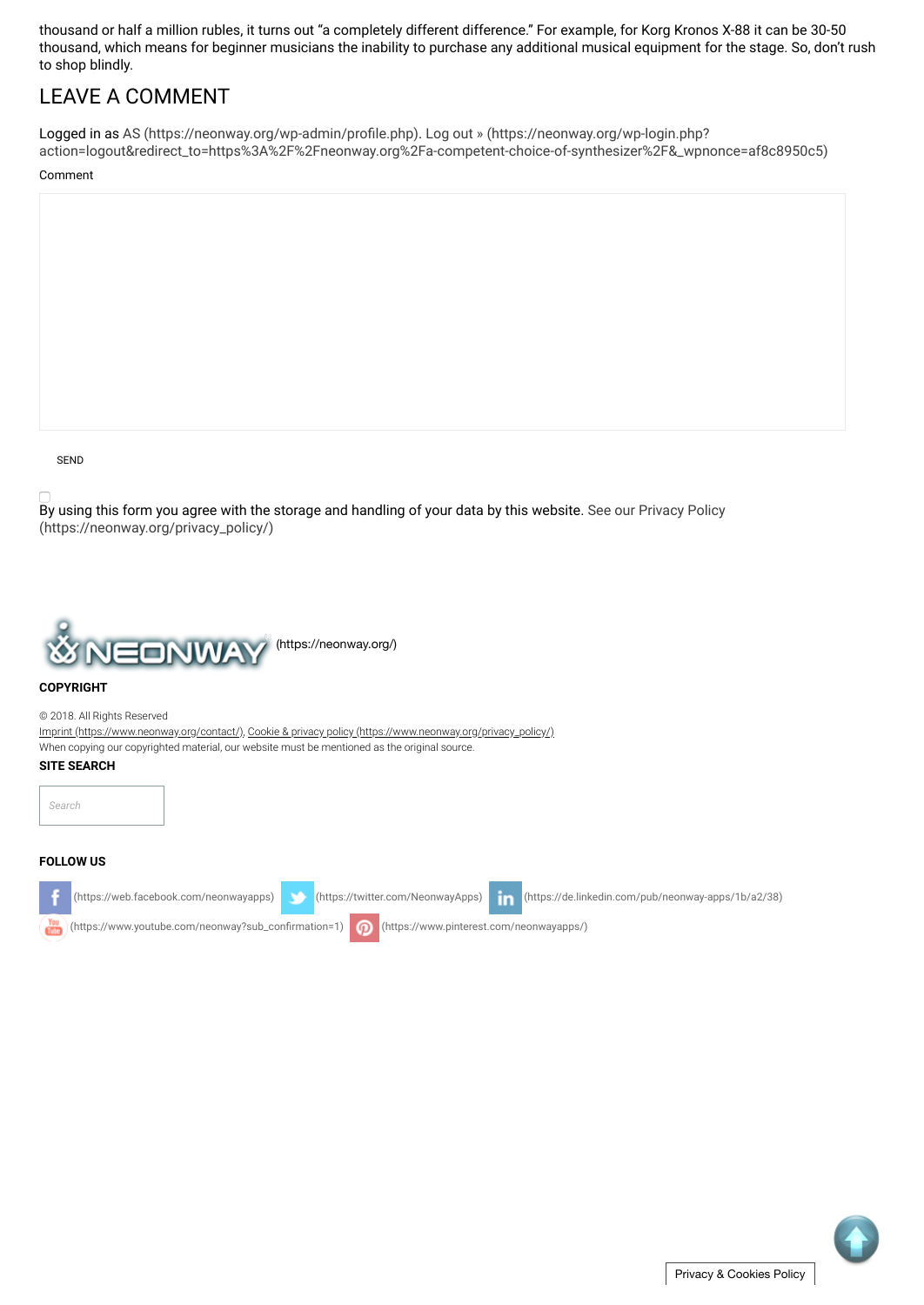thousand or half a million rubles, it turns out "a completely different difference." For example, for Korg Kronos X-88 it can be 30-50 thousand, which means for beginner musicians the inability to purchase any additional musical equipment for the stage. So, don't rush to shop blindly.

## LEAVE A COMMENT

Logged in as AS (https://neonway.org/wp-admin/profile.php). Log out » (https://neonway.org/wp-login.php?action=logout&redirect_to=https%3A%2F%2Fneonway.org%2Fa-competent-choice-of-synthesizer%2F&_wpnonce=af8c8950c5)

Comment

SEND

By using this form you agree with the storage and handling of your data by this website. See our Privacy Policy (https://neonway.org/privacy_policy/)

NEONWAY (https://neonway.org/)

**COPYRIGHT**

© 2018. All Rights Reserved

Imprint (https://www.neonway.org/contact/), Cookie & privacy policy (https://www.neonway.org/privacy_policy/)

When copying our copyrighted material, our website must be mentioned as the original source.

**SITE SEARCH**

Search

**FOLLOW US**

(https://web.facebook.com/neonwayapps) (https://twitter.com/NeonwayApps) (https://de.linkedin.com/pub/neonway-apps/1b/a2/38) (https://www.youtube.com/neonway?sub_confirmation=1) (https://www.pinterest.com/neonwayapps/)

Privacy & Cookies Policy